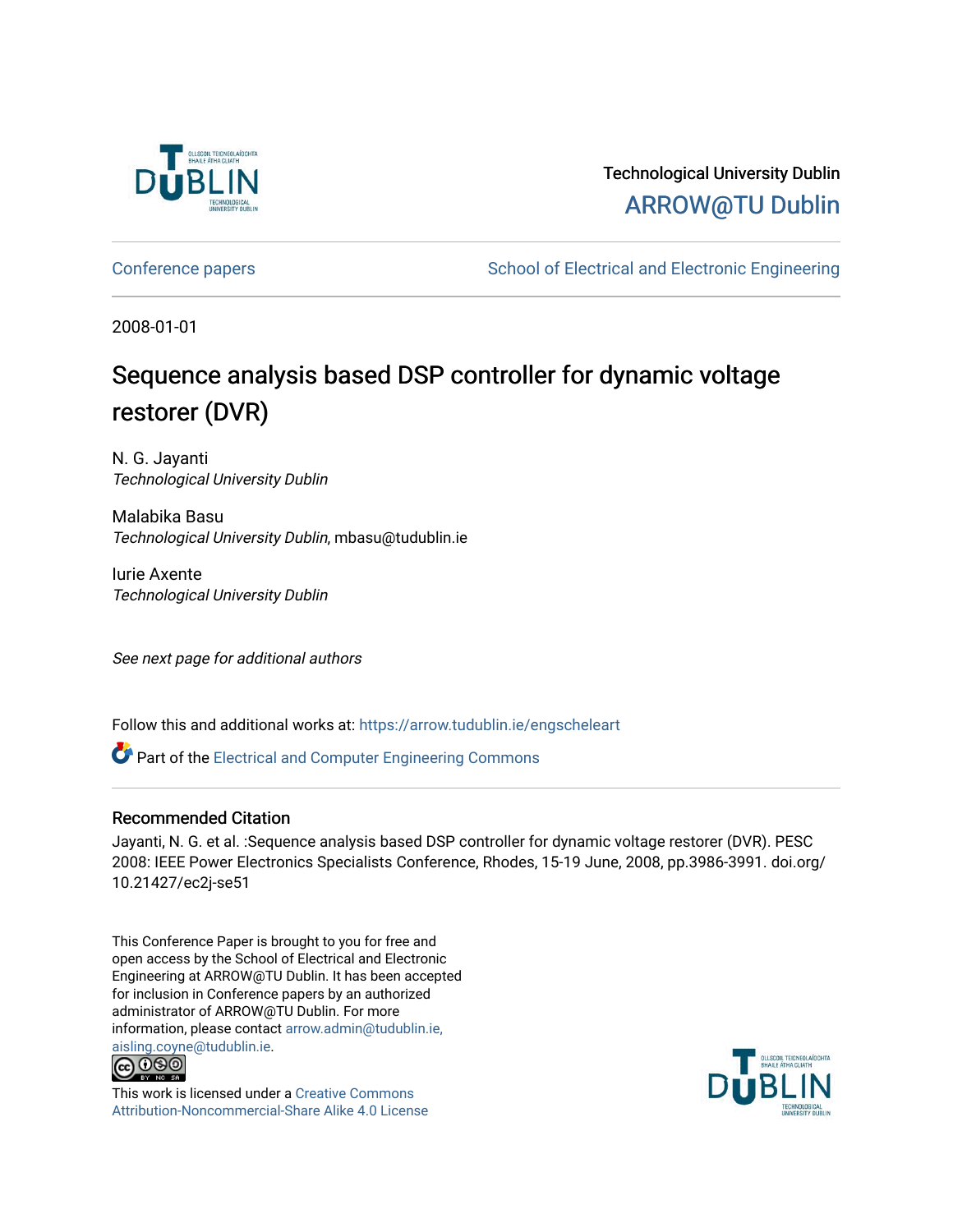Technological University Dublin

ARROW@TU Dublin

Conference papers — School of Electrical and Electronic Engineering

2008-01-01

# Sequence analysis based DSP controller for dynamic voltage restorer (DVR)

N. G. Jayanti
*Technological University Dublin*

Malabika Basu
*Technological University Dublin*, mbasu@tudublin.ie

Iurie Axente
*Technological University Dublin*

*See next page for additional authors*

Follow this and additional works at: https://arrow.tudublin.ie/engscheleart

Part of the Electrical and Computer Engineering Commons

## Recommended Citation

Jayanti, N. G. et al. :Sequence analysis based DSP controller for dynamic voltage restorer (DVR). PESC 2008: IEEE Power Electronics Specialists Conference, Rhodes, 15-19 June, 2008, pp.3986-3991. doi.org/10.21427/ec2j-se51

This Conference Paper is brought to you for free and open access by the School of Electrical and Electronic Engineering at ARROW@TU Dublin. It has been accepted for inclusion in Conference papers by an authorized administrator of ARROW@TU Dublin. For more information, please contact arrow.admin@tudublin.ie, aisling.coyne@tudublin.ie.

This work is licensed under a Creative Commons Attribution-Noncommercial-Share Alike 4.0 License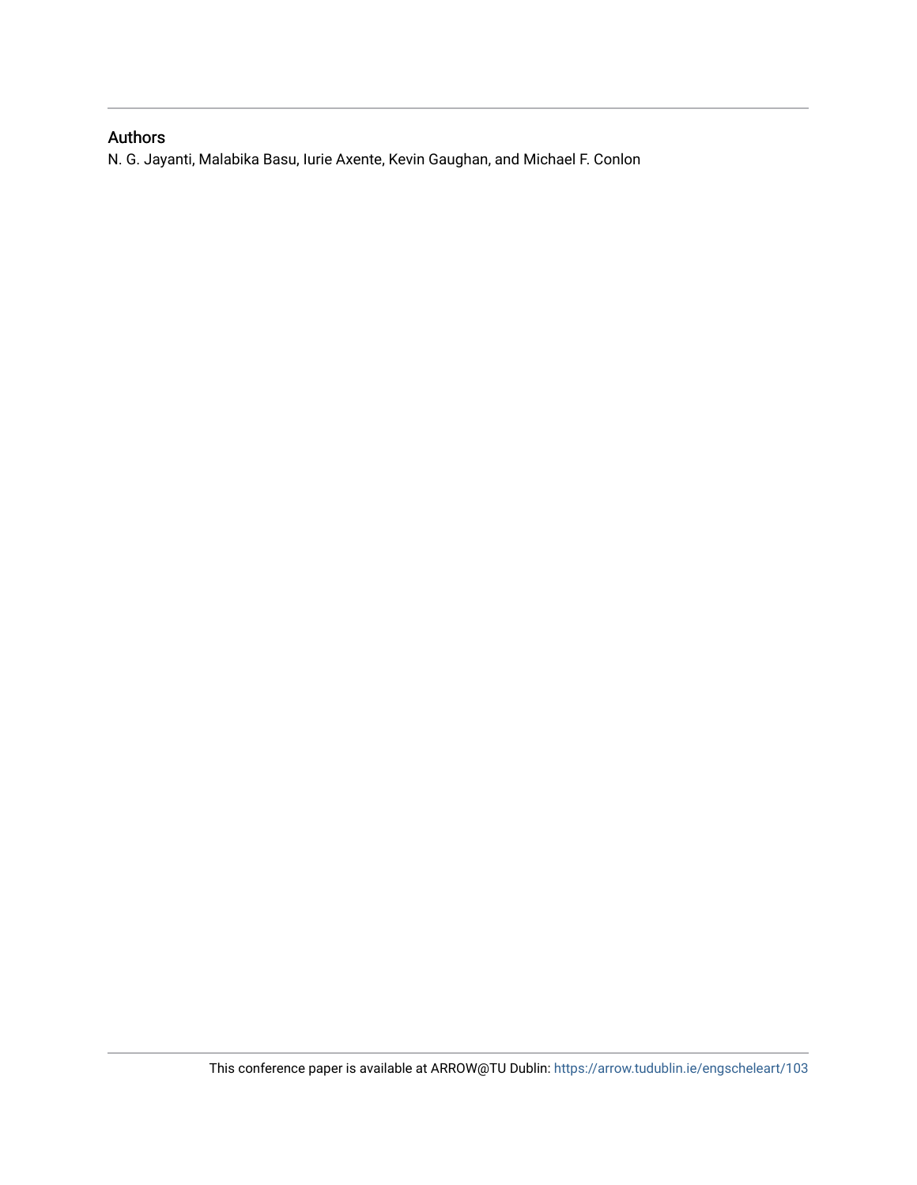## Authors

N. G. Jayanti, Malabika Basu, Iurie Axente, Kevin Gaughan, and Michael F. Conlon

This conference paper is available at ARROW@TU Dublin: https://arrow.tudublin.ie/engscheleart/103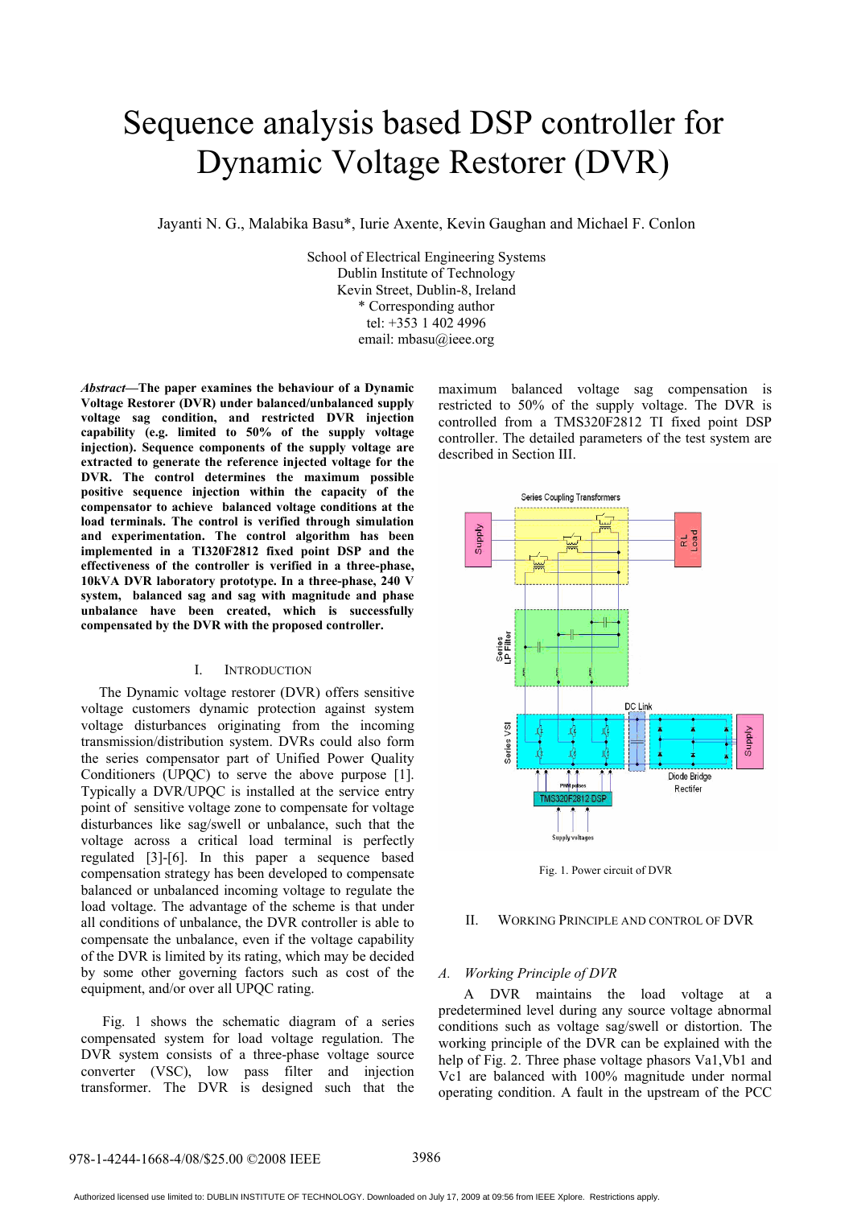# Sequence analysis based DSP controller for Dynamic Voltage Restorer (DVR)

Jayanti N. G., Malabika Basu*, Iurie Axente, Kevin Gaughan and Michael F. Conlon

School of Electrical Engineering Systems
Dublin Institute of Technology
Kevin Street, Dublin-8, Ireland
* Corresponding author
tel: +353 1 402 4996
email: mbasu@ieee.org

***Abstract*—The paper examines the behaviour of a Dynamic Voltage Restorer (DVR) under balanced/unbalanced supply voltage sag condition, and restricted DVR injection capability (e.g. limited to 50% of the supply voltage injection). Sequence components of the supply voltage are extracted to generate the reference injected voltage for the DVR. The control determines the maximum possible positive sequence injection within the capacity of the compensator to achieve balanced voltage conditions at the load terminals. The control is verified through simulation and experimentation. The control algorithm has been implemented in a TI320F2812 fixed point DSP and the effectiveness of the controller is verified in a three-phase, 10kVA DVR laboratory prototype. In a three-phase, 240 V system, balanced sag and sag with magnitude and phase unbalance have been created, which is successfully compensated by the DVR with the proposed controller.**

## I. Introduction

The Dynamic voltage restorer (DVR) offers sensitive voltage customers dynamic protection against system voltage disturbances originating from the incoming transmission/distribution system. DVRs could also form the series compensator part of Unified Power Quality Conditioners (UPQC) to serve the above purpose [1]. Typically a DVR/UPQC is installed at the service entry point of sensitive voltage zone to compensate for voltage disturbances like sag/swell or unbalance, such that the voltage across a critical load terminal is perfectly regulated [3]-[6]. In this paper a sequence based compensation strategy has been developed to compensate balanced or unbalanced incoming voltage to regulate the load voltage. The advantage of the scheme is that under all conditions of unbalance, the DVR controller is able to compensate the unbalance, even if the voltage capability of the DVR is limited by its rating, which may be decided by some other governing factors such as cost of the equipment, and/or over all UPQC rating.

Fig. 1 shows the schematic diagram of a series compensated system for load voltage regulation. The DVR system consists of a three-phase voltage source converter (VSC), low pass filter and injection transformer. The DVR is designed such that the maximum balanced voltage sag compensation is restricted to 50% of the supply voltage. The DVR is controlled from a TMS320F2812 TI fixed point DSP controller. The detailed parameters of the test system are described in Section III.

Fig. 1. Power circuit of DVR

## II. Working Principle and Control of DVR

### *A. Working Principle of DVR*

A DVR maintains the load voltage at a predetermined level during any source voltage abnormal conditions such as voltage sag/swell or distortion. The working principle of the DVR can be explained with the help of Fig. 2. Three phase voltage phasors Va1,Vb1 and Vc1 are balanced with 100% magnitude under normal operating condition. A fault in the upstream of the PCC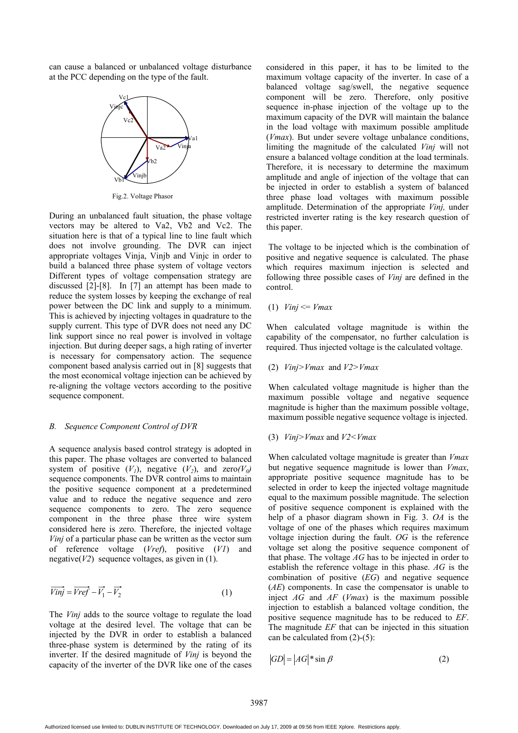can cause a balanced or unbalanced voltage disturbance at the PCC depending on the type of the fault.

Fig.2. Voltage Phasor

During an unbalanced fault situation, the phase voltage vectors may be altered to Va2, Vb2 and Vc2. The situation here is that of a typical line to line fault which does not involve grounding. The DVR can inject appropriate voltages Vinja, Vinjb and Vinjc in order to build a balanced three phase system of voltage vectors Different types of voltage compensation strategy are discussed [2]-[8]. In [7] an attempt has been made to reduce the system losses by keeping the exchange of real power between the DC link and supply to a minimum. This is achieved by injecting voltages in quadrature to the supply current. This type of DVR does not need any DC link support since no real power is involved in voltage injection. But during deeper sags, a high rating of inverter is necessary for compensatory action. The sequence component based analysis carried out in [8] suggests that the most economical voltage injection can be achieved by re-aligning the voltage vectors according to the positive sequence component.

### *B. Sequence Component Control of DVR*

A sequence analysis based control strategy is adopted in this paper. The phase voltages are converted to balanced system of positive ($V_1$), negative ($V_2$), and zero($V_0$) sequence components. The DVR control aims to maintain the positive sequence component at a predetermined value and to reduce the negative sequence and zero sequence components to zero. The zero sequence component in the three phase three wire system considered here is zero. Therefore, the injected voltage *Vinj* of a particular phase can be written as the vector sum of reference voltage (*Vref*), positive (*V1*) and negative(*V2*) sequence voltages, as given in (1).

$$\overrightarrow{Vinj} = \overrightarrow{Vref} - \overrightarrow{V_1} - \overrightarrow{V_2} \tag{1}$$

The *Vinj* adds to the source voltage to regulate the load voltage at the desired level. The voltage that can be injected by the DVR in order to establish a balanced three-phase system is determined by the rating of its inverter. If the desired magnitude of *Vinj* is beyond the capacity of the inverter of the DVR like one of the cases considered in this paper, it has to be limited to the maximum voltage capacity of the inverter. In case of a balanced voltage sag/swell, the negative sequence component will be zero. Therefore, only positive sequence in-phase injection of the voltage up to the maximum capacity of the DVR will maintain the balance in the load voltage with maximum possible amplitude (*Vmax*). But under severe voltage unbalance conditions, limiting the magnitude of the calculated *Vinj* will not ensure a balanced voltage condition at the load terminals. Therefore, it is necessary to determine the maximum amplitude and angle of injection of the voltage that can be injected in order to establish a system of balanced three phase load voltages with maximum possible amplitude. Determination of the appropriate *Vinj,* under restricted inverter rating is the key research question of this paper.

The voltage to be injected which is the combination of positive and negative sequence is calculated. The phase which requires maximum injection is selected and following three possible cases of *Vinj* are defined in the control.

(1) *Vinj* <= *Vmax*

When calculated voltage magnitude is within the capability of the compensator, no further calculation is required. Thus injected voltage is the calculated voltage.

(2) *Vinj*>*Vmax* and *V2*>*Vmax*

When calculated voltage magnitude is higher than the maximum possible voltage and negative sequence magnitude is higher than the maximum possible voltage, maximum possible negative sequence voltage is injected.

(3) *Vinj*>*Vmax* and *V2*<*Vmax*

When calculated voltage magnitude is greater than *Vmax* but negative sequence magnitude is lower than *Vmax*, appropriate positive sequence magnitude has to be selected in order to keep the injected voltage magnitude equal to the maximum possible magnitude. The selection of positive sequence component is explained with the help of a phasor diagram shown in Fig. 3. *OA* is the voltage of one of the phases which requires maximum voltage injection during the fault. *OG* is the reference voltage set along the positive sequence component of that phase. The voltage *AG* has to be injected in order to establish the reference voltage in this phase. *AG* is the combination of positive (*EG*) and negative sequence (*AE*) components. In case the compensator is unable to inject *AG* and *AF* (*Vmax*) is the maximum possible injection to establish a balanced voltage condition, the positive sequence magnitude has to be reduced to *EF*. The magnitude *EF* that can be injected in this situation can be calculated from (2)-(5):

$$|GD| = |AG| * \sin\beta \tag{2}$$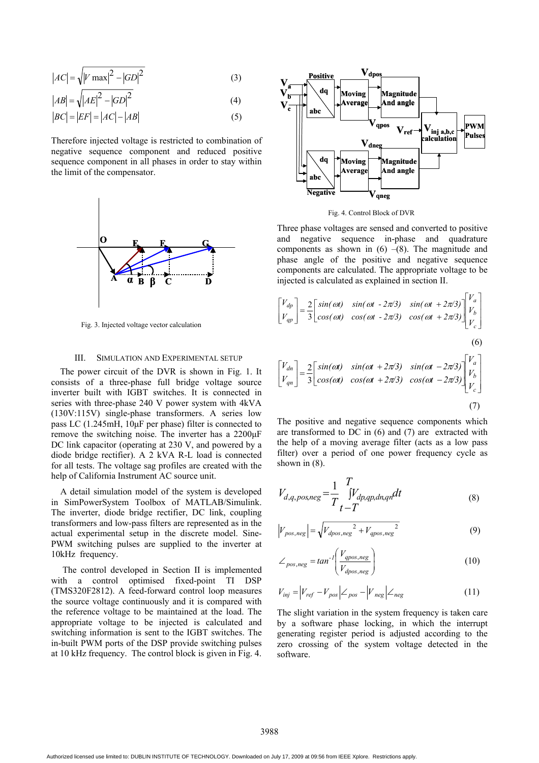$$|AC| = \sqrt{|V\max|^2 - |GD|^2} \quad (3)$$

$$|AB| = \sqrt{|AE|^2 - |GD|^2} \quad (4)$$

$$|BC| = |EF| = |AC| - |AB| \quad (5)$$

Therefore injected voltage is restricted to combination of negative sequence component and reduced positive sequence component in all phases in order to stay within the limit of the compensator.

Fig. 3. Injected voltage vector calculation

## III. Simulation and Experimental Setup

The power circuit of the DVR is shown in Fig. 1. It consists of a three-phase full bridge voltage source inverter built with IGBT switches. It is connected in series with three-phase 240 V power system with 4kVA (130V:115V) single-phase transformers. A series low pass LC (1.245mH, 10μF per phase) filter is connected to remove the switching noise. The inverter has a 2200μF DC link capacitor (operating at 230 V, and powered by a diode bridge rectifier). A 2 kVA R-L load is connected for all tests. The voltage sag profiles are created with the help of California Instrument AC source unit.

A detail simulation model of the system is developed in SimPowerSystem Toolbox of MATLAB/Simulink. The inverter, diode bridge rectifier, DC link, coupling transformers and low-pass filters are represented as in the actual experimental setup in the discrete model. Sine-PWM switching pulses are supplied to the inverter at 10kHz frequency.

The control developed in Section II is implemented with a control optimised fixed-point TI DSP (TMS320F2812). A feed-forward control loop measures the source voltage continuously and it is compared with the reference voltage to be maintained at the load. The appropriate voltage to be injected is calculated and switching information is sent to the IGBT switches. The in-built PWM ports of the DSP provide switching pulses at 10 kHz frequency. The control block is given in Fig. 4.

Fig. 4. Control Block of DVR

Three phase voltages are sensed and converted to positive and negative sequence in-phase and quadrature components as shown in (6) –(8). The magnitude and phase angle of the positive and negative sequence components are calculated. The appropriate voltage to be injected is calculated as explained in section II.

$$\begin{bmatrix} V_{dp} \\ V_{qp} \end{bmatrix} = \frac{2}{3} \begin{bmatrix} \sin(\omega t) & \sin(\omega t - 2\pi/3) & \sin(\omega t + 2\pi/3) \\ \cos(\omega t) & \cos(\omega t - 2\pi/3) & \cos(\omega t + 2\pi/3) \end{bmatrix} \begin{bmatrix} V_a \\ V_b \\ V_c \end{bmatrix} \quad (6)$$

$$\begin{bmatrix} V_{dn} \\ V_{qn} \end{bmatrix} = \frac{2}{3} \begin{bmatrix} \sin(\omega t) & \sin(\omega t + 2\pi/3) & \sin(\omega t - 2\pi/3) \\ \cos(\omega t) & \cos(\omega t + 2\pi/3) & \cos(\omega t - 2\pi/3) \end{bmatrix} \begin{bmatrix} V_a \\ V_b \\ V_c \end{bmatrix} \quad (7)$$

The positive and negative sequence components which are transformed to DC in (6) and (7) are extracted with the help of a moving filter (acts as a low pass filter) over a period of one power frequency cycle as shown in (8).

$$V_{d,q,pos,neg} = \frac{1}{T} \int_{t-T}^{T} V_{dp,qp,dn,qn} dt \quad (8)$$

$$|V_{pos,neg}| = \sqrt{V_{dpos,neg}^{\ 2} + V_{qpos,neg}^{\ 2}} \quad (9)$$

$$\angle_{pos,neg} = \tan^{-1}\left( \frac{V_{qpos,neg}}{V_{dpos,neg}} \right) \quad (10)$$

$$V_{inj} = |V_{ref} - V_{pos}| \angle_{pos} - |V_{neg}| \angle_{neg} \quad (11)$$

The slight variation in the system frequency is taken care by a software phase locking, in which the interrupt generating register period is adjusted according to the zero crossing of the system voltage detected in the software.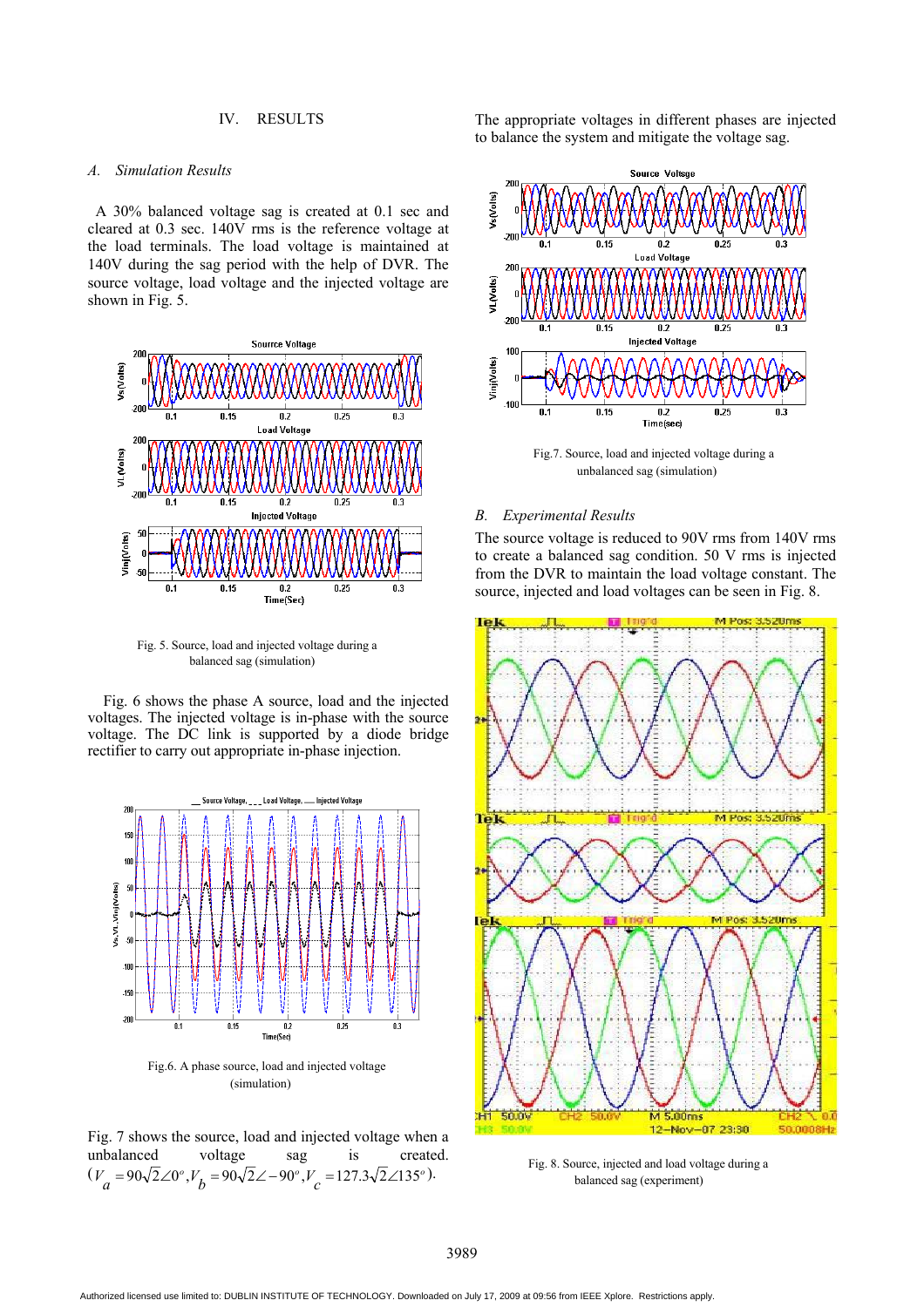## IV. RESULTS

### A. Simulation Results

A 30% balanced voltage sag is created at 0.1 sec and cleared at 0.3 sec. 140V rms is the reference voltage at the load terminals. The load voltage is maintained at 140V during the sag period with the help of DVR. The source voltage, load voltage and the injected voltage are shown in Fig. 5.

Fig. 5. Source, load and injected voltage during a balanced sag (simulation)

Fig. 6 shows the phase A source, load and the injected voltages. The injected voltage is in-phase with the source voltage. The DC link is supported by a diode bridge rectifier to carry out appropriate in-phase injection.

Fig.6. A phase source, load and injected voltage (simulation)

Fig. 7 shows the source, load and injected voltage when a unbalanced voltage sag is created. ($V_a = 90\sqrt{2}\angle 0^o, V_b = 90\sqrt{2}\angle -90^o, V_c = 127.3\sqrt{2}\angle 135^o$).

The appropriate voltages in different phases are injected to balance the system and mitigate the voltage sag.

Fig.7. Source, load and injected voltage during a unbalanced sag (simulation)

### B. Experimental Results

The source voltage is reduced to 90V rms from 140V rms to create a balanced sag condition. 50 V rms is injected from the DVR to maintain the load voltage constant. The source, injected and load voltages can be seen in Fig. 8.

Fig. 8. Source, injected and load voltage during a balanced sag (experiment)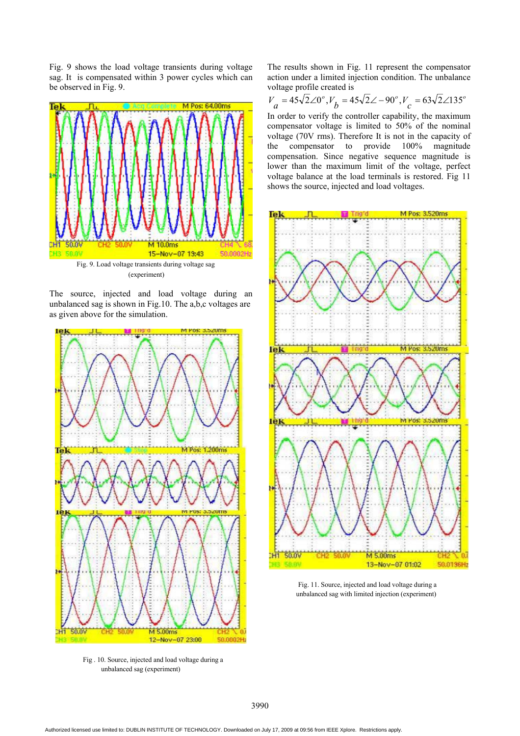Fig. 9 shows the load voltage transients during voltage sag. It is compensated within 3 power cycles which can be observed in Fig. 9.

Fig. 9. Load voltage transients during voltage sag (experiment)

The source, injected and load voltage during an unbalanced sag is shown in Fig.10. The a,b,c voltages are as given above for the simulation.

Fig . 10. Source, injected and load voltage during a unbalanced sag (experiment)

The results shown in Fig. 11 represent the compensator action under a limited injection condition. The unbalance voltage profile created is

$$V_a = 45\sqrt{2}\angle 0^o, V_b = 45\sqrt{2}\angle -90^o, V_c = 63\sqrt{2}\angle 135^o$$

In order to verify the controller capability, the maximum compensator voltage is limited to 50% of the nominal voltage (70V rms). Therefore It is not in the capacity of the compensator to provide 100% magnitude compensation. Since negative sequence magnitude is lower than the maximum limit of the voltage, perfect voltage balance at the load terminals is restored. Fig 11 shows the source, injected and load voltages.

Fig. 11. Source, injected and load voltage during a unbalanced sag with limited injection (experiment)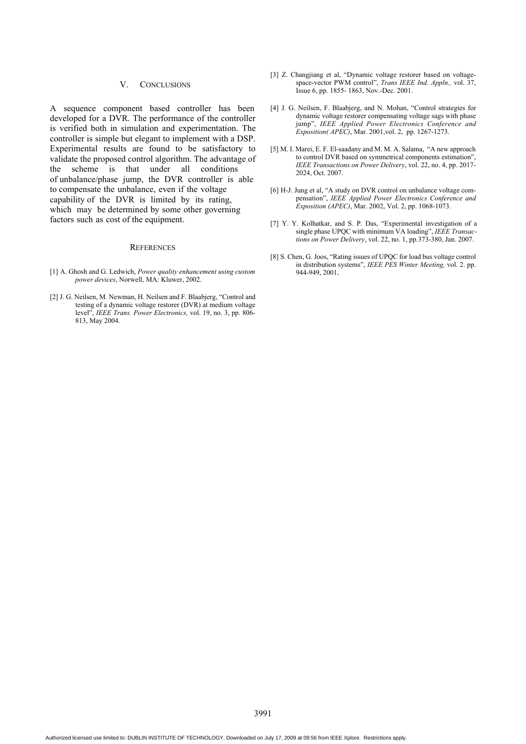## V. CONCLUSIONS

A sequence component based controller has been developed for a DVR. The performance of the controller is verified both in simulation and experimentation. The controller is simple but elegant to implement with a DSP. Experimental results are found to be satisfactory to validate the proposed control algorithm. The advantage of the scheme is that under all conditions of unbalance/phase jump, the DVR controller is able to compensate the unbalance, even if the voltage capability of the DVR is limited by its rating, which may be determined by some other governing factors such as cost of the equipment.

## REFERENCES

[1] A. Ghosh and G. Ledwich, *Power quality enhancement using custom power devices*, Norwell, MA: Kluwer, 2002.

[2] J. G. Neilsen, M. Newman, H. Neilsen and F. Blaabjerg, "Control and testing of a dynamic voltage restorer (DVR) at medium voltage level", *IEEE Trans. Power Electronics,* vol. 19, no. 3, pp. 806-813, May 2004.

[3] Z. Changjiang et al, "Dynamic voltage restorer based on voltage-space-vector PWM control", *Trans IEEE Ind. Appln.,* vol. 37, Issue 6, pp. 1855- 1863, Nov.-Dec. 2001.

[4] J. G. Neilsen, F. Blaabjerg, and N. Mohan, "Control strategies for dynamic voltage restorer compensating voltage sags with phase jump", *IEEE Applied Power Electronics Conference and Exposition( APEC)*, Mar. 2001,vol. 2, pp. 1267-1273.

[5] M. I. Marei, E. F. El-saadany and M. M. A. Salama, "A new approach to control DVR based on symmetrical components estimation", *IEEE Transactions on Power Delivery*, vol. 22, no. 4, pp. 2017-2024, Oct. 2007.

[6] H-J. Jung et al, "A study on DVR control on unbalance voltage compensation", *IEEE Applied Power Electronics Conference and Exposition (APEC)*, Mar. 2002, Vol. 2, pp. 1068-1073.

[7] Y. Y. Kolhatkar, and S. P. Das, "Experimental investigation of a single phase UPQC with minimum VA loading", *IEEE Transactions on Power Delivery*, vol. 22, no. 1, pp.373-380, Jan. 2007.

[8] S. Chen, G. Joos, "Rating issues of UPQC for load bus voltage control in distribution systems", *IEEE PES Winter Meeting,* vol. 2. pp. 944-949, 2001.